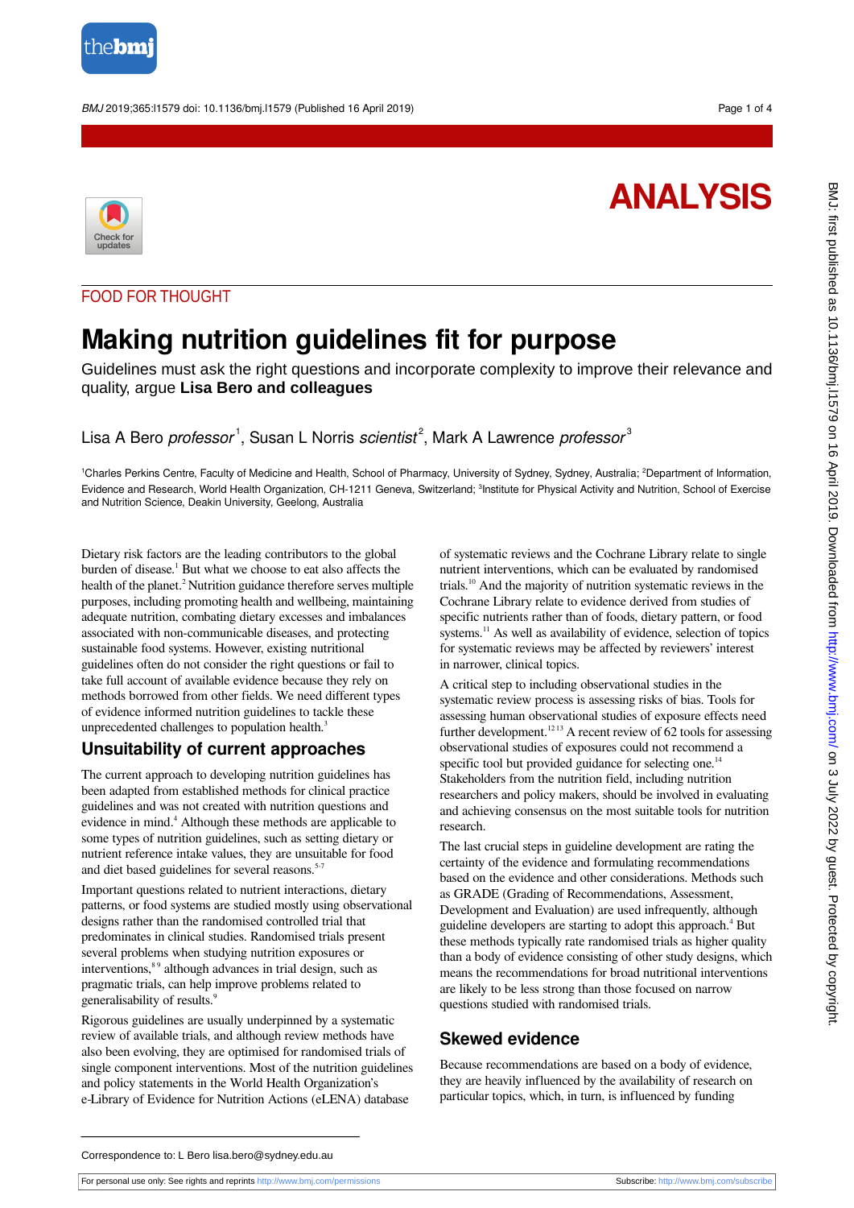ANALYSIS

FOOD FOR THOUGHT

# Making nutrition guidelines fit for purpose

Guidelines must ask the right questions and incorporate complexity to improve their relevance and quality, argue **Lisa Bero and colleagues**

Lisa A Bero *professor*[1], Susan L Norris *scientist*[2], Mark A Lawrence *professor*[3]

[1]Charles Perkins Centre, Faculty of Medicine and Health, School of Pharmacy, University of Sydney, Sydney, Australia; [2]Department of Information, Evidence and Research, World Health Organization, CH-1211 Geneva, Switzerland; [3]Institute for Physical Activity and Nutrition, School of Exercise and Nutrition Science, Deakin University, Geelong, Australia

Dietary risk factors are the leading contributors to the global burden of disease.[1] But what we choose to eat also affects the health of the planet.[2] Nutrition guidance therefore serves multiple purposes, including promoting health and wellbeing, maintaining adequate nutrition, combating dietary excesses and imbalances associated with non-communicable diseases, and protecting sustainable food systems. However, existing nutritional guidelines often do not consider the right questions or fail to take full account of available evidence because they rely on methods borrowed from other fields. We need different types of evidence informed nutrition guidelines to tackle these unprecedented challenges to population health.[3]

## Unsuitability of current approaches

The current approach to developing nutrition guidelines has been adapted from established methods for clinical practice guidelines and was not created with nutrition questions and evidence in mind.[4] Although these methods are applicable to some types of nutrition guidelines, such as setting dietary or nutrient reference intake values, they are unsuitable for food and diet based guidelines for several reasons.[5-7]

Important questions related to nutrient interactions, dietary patterns, or food systems are studied mostly using observational designs rather than the randomised controlled trial that predominates in clinical studies. Randomised trials present several problems when studying nutrition exposures or interventions,[8,9] although advances in trial design, such as pragmatic trials, can help improve problems related to generalisability of results.[9]

Rigorous guidelines are usually underpinned by a systematic review of available trials, and although review methods have also been evolving, they are optimised for randomised trials of single component interventions. Most of the nutrition guidelines and policy statements in the World Health Organization's e-Library of Evidence for Nutrition Actions (eLENA) database of systematic reviews and the Cochrane Library relate to single nutrient interventions, which can be evaluated by randomised trials.[10] And the majority of nutrition systematic reviews in the Cochrane Library relate to evidence derived from studies of specific nutrients rather than foods, dietary pattern, or food systems.[11] As well as availability of evidence, selection of topics for systematic reviews may be affected by reviewers' interest in narrower, clinical topics.

A critical step to including observational studies in the systematic review process is assessing risks of bias. Tools for assessing human observational studies of exposure effects need further development.[12,13] A recent review of 62 tools for assessing observational studies of exposures could not recommend a specific tool but provided guidance for selecting one.[14] Stakeholders from the nutrition field, including nutrition researchers and policy makers, should be involved in evaluating and achieving consensus on the most suitable tools for nutrition research.

The last crucial steps in guideline development are rating the certainty of the evidence and formulating recommendations based on the evidence and other considerations. Methods such as GRADE (Grading of Recommendations, Assessment, Development and Evaluation) are used increasingly, although guideline developers are starting to adopt this approach.[4] But these methods typically rate randomised trials as higher quality than a body of evidence consisting of other study designs, which means the recommendations for broad nutritional interventions are likely to be less strong than those focused on narrow questions studied with randomised trials.

## Skewed evidence

Because recommendations are based on a body of evidence, they are heavily influenced by the availability of research on particular topics, which, in turn, is influenced by funding

Correspondence to: L Bero lisa.bero@sydney.edu.au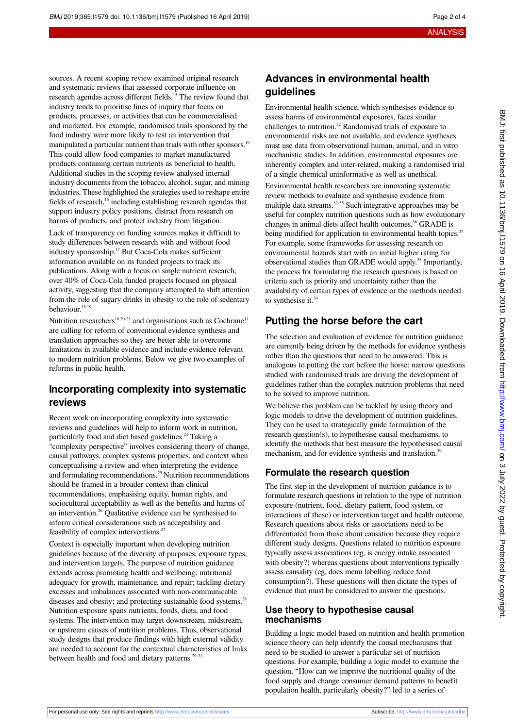sources. A recent scoping review examined original research and systematic reviews that assessed corporate influence on research agendas across different fields.[15] The review found that industry tends to prioritise lines of inquiry that focus on products, processes, or activities that can be commercialised and marketed. For example, randomised trials sponsored by the food industry were more likely to test an intervention that manipulated a particular nutrient than trials with other sponsors.[16] This could allow food companies to market manufactured products containing certain nutrients as beneficial to health. Additional studies in the scoping review analysed internal industry documents from the tobacco, alcohol, sugar, and mining industries. These highlighted the strategies used to reshape entire fields of research,[15] including establishing research agendas that support industry policy positions, distract from research on harms of products, and protect industry from litigation.

Lack of transparency on funding sources makes it difficult to study differences between research with and without food industry sponsorship.[17] But Coca-Cola makes sufficient information available on its funded projects to track its publications. Along with a focus on single nutrient research, over 40% of Coca-Cola funded projects focused on physical activity, suggesting that the company attempted to shift attention from the role of sugary drinks in obesity to the role of sedentary behaviour.[18 19]

Nutrition researchers[10 20-23] and organisations such as Cochrane[11] are calling for reform of conventional evidence synthesis and translation approaches so they are better able to overcome limitations in available evidence and include evidence relevant to modern nutrition problems. Below we give two examples of reforms in public health.

## Incorporating complexity into systematic reviews

Recent work on incorporating complexity into systematic reviews and guidelines will help to inform work in nutrition, particularly food and diet based guidelines.[24] Taking a "complexity perspective" involves considering theory of change, causal pathways, complex systems properties, and context when conceptualising a review and when interpreting the evidence and formulating recommendations.[25] Nutrition recommendations should be framed in a broader context than clinical recommendations, emphasising equity, human rights, and sociocultural acceptability as well as the benefits and harms of an intervention.[26] Qualitative evidence can be synthesised to inform critical considerations such as acceptability and feasibility of complex interventions.[27]

Context is especially important when developing nutrition guidelines because of the diversity of purposes, exposure types, and intervention targets. The purpose of nutrition guidance extends across promoting health and wellbeing; nutritional adequacy for growth, maintenance, and repair; tackling dietary excesses and imbalances associated with non-communicable diseases and obesity; and protecting sustainable food systems.[28] Nutrition exposure spans nutrients, foods, diets, and food systems. The intervention may target downstream, midstream, or upstream causes of nutrition problems. Thus, observational study designs that produce findings with high external validity are needed to account for the contextual characteristics of links between health and food and dietary patterns.[29-31]

## Advances in environmental health guidelines

Environmental health science, which synthesises evidence to assess harms of environmental exposures, faces similar challenges to nutrition.[32] Randomised trials of exposure to environmental risks are not available, and evidence syntheses must use data from observational human, animal, and in vitro mechanistic studies. In addition, environmental exposures are inherently complex and inter-related, making a randomised trial of a single chemical uninformative as well as unethical.

Environmental health researchers are innovating systematic review methods to evaluate and synthesise evidence from multiple data streams.[32-35] Such integrative approaches may be useful for complex nutrition questions such as how evolutionary changes in animal diets affect health outcomes.[36] GRADE is being modified for application to environmental health topics.[37] For example, some frameworks for assessing research on environmental hazards start with an initial higher rating for observational studies than GRADE would apply.[38] Importantly, the process for formulating the research questions is based on criteria such as priority and uncertainty rather than the availability of certain types of evidence or the methods needed to synthesise it.[34]

## Putting the horse before the cart

The selection and evaluation of evidence for nutrition guidance are currently being driven by the methods for evidence synthesis rather than the questions that need to be answered. This is analogous to putting the cart before the horse; narrow questions studied with randomised trials are driving the development of guidelines rather than the complex nutrition problems that need to be solved to improve nutrition.

We believe this problem can be tackled by using theory and logic models to drive the development of nutrition guidelines. They can be used to strategically guide formulation of the research question(s), to hypothesise causal mechanisms, to identify the methods that best measure the hypothesised causal mechanism, and for evidence synthesis and translation.[39]

### Formulate the research question

The first step in the development of nutrition guidance is to formulate research questions in relation to the type of nutrition exposure (nutrient, food, dietary pattern, food system, or interactions of these) or intervention target and health outcome. Research questions about risks or associations need to be differentiated from those about causation because they require different study designs. Questions related to nutrition exposure typically assess associations (eg, is energy intake associated with obesity?) whereas questions about interventions typically assess causality (eg, does menu labelling reduce food consumption?). These questions will then dictate the types of evidence that must be considered to answer the questions.

### Use theory to hypothesise causal mechanisms

Building a logic model based on nutrition and health promotion science theory can help identify the causal mechanisms that need to be studied to answer a particular set of nutrition questions. For example, building a logic model to examine the question, "How can we improve the nutritional quality of the food supply and change consumer demand patterns to benefit population health, particularly obesity?" led to a series of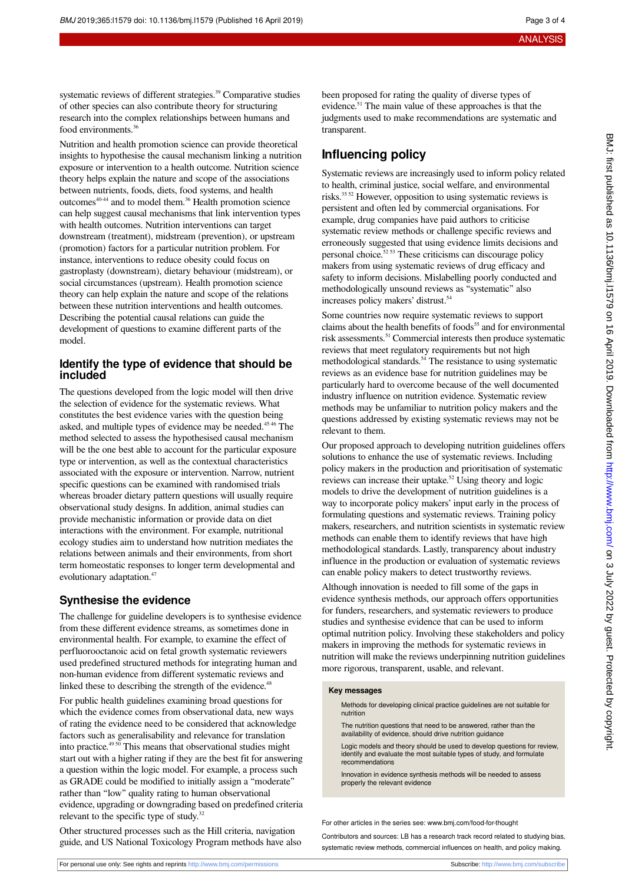systematic reviews of different strategies.[39] Comparative studies of other species can also contribute theory for structuring research into the complex relationships between humans and food environments.[36]

Nutrition and health promotion science can provide theoretical insights to hypothesise the causal mechanism linking a nutrition exposure or intervention to a health outcome. Nutrition science theory helps explain the nature and scope of the associations between nutrients, foods, diets, food systems, and health outcomes[40-44] and to model them.[36] Health promotion science can help suggest causal mechanisms that link intervention types with health outcomes. Nutrition interventions can target downstream (treatment), midstream (prevention), or upstream (promotion) factors for a particular nutrition problem. For instance, interventions to reduce obesity could focus on gastroplasty (downstream), dietary behaviour (midstream), or social circumstances (upstream). Health promotion science theory can help explain the nature and scope of the relations between these nutrition interventions and health outcomes. Describing the potential causal relations can guide the development of questions to examine different parts of the model.

### Identify the type of evidence that should be included

The questions developed from the logic model will then drive the selection of evidence for the systematic reviews. What constitutes the best evidence varies with the question being asked, and multiple types of evidence may be needed.[45 46] The method selected to assess the hypothesised causal mechanism will be the one best able to account for the particular exposure type or intervention, as well as the contextual characteristics associated with the exposure or intervention. Narrow, nutrient specific questions can be examined with randomised trials whereas broader dietary pattern questions will usually require observational study designs. In addition, animal studies can provide mechanistic information or provide data on diet interactions with the environment. For example, nutritional ecology studies aim to understand how nutrition mediates the relations between animals and their environments, from short term homeostatic responses to longer term developmental and evolutionary adaptation.[47]

### Synthesise the evidence

The challenge for guideline developers is to synthesise evidence from these different evidence streams, as sometimes done in environmental health. For example, to examine the effect of perfluorooctanoic acid on fetal growth systematic reviewers used predefined structured methods for integrating human and non-human evidence from different systematic reviews and linked these to describing the strength of the evidence.[48]

For public health guidelines examining broad questions for which the evidence comes from observational data, new ways of rating the evidence need to be considered that acknowledge factors such as generalisability and relevance for translation into practice.[49 50] This means that observational studies might start out with a higher rating if they are the best fit for answering a question within the logic model. For example, a process such as GRADE could be modified to initially assign a "moderate" rather than "low" quality rating to human observational evidence, upgrading or downgrading based on predefined criteria relevant to the specific type of study.[32]

Other structured processes such as the Hill criteria, navigation guide, and US National Toxicology Program methods have also been proposed for rating the quality of diverse types of evidence.[51] The main value of these approaches is that the judgments used to make recommendations are systematic and transparent.

## Influencing policy

Systematic reviews are increasingly used to inform policy related to health, criminal justice, social welfare, and environmental risks.[35 52] However, opposition to using systematic reviews is persistent and often led by commercial organisations. For example, drug companies have paid authors to criticise systematic review methods or challenge specific reviews and erroneously suggested that using evidence limits decisions and personal choice.[52 53] These criticisms can discourage policy makers from using systematic reviews of drug efficacy and safety to inform decisions. Mislabelling poorly conducted and methodologically unsound reviews as "systematic" also increases policy makers' distrust.[54]

Some countries now require systematic reviews to support claims about the health benefits of foods[55] and for environmental risk assessments.[51] Commercial interests then produce systematic reviews that meet regulatory requirements but not high methodological standards.[54] The resistance to using systematic reviews as an evidence base for nutrition guidelines may be particularly hard to overcome because of the well documented industry influence on nutrition evidence. Systematic review methods may be unfamiliar to nutrition policy makers and the questions addressed by existing systematic reviews may not be relevant to them.

Our proposed approach to developing nutrition guidelines offers solutions to enhance the use of systematic reviews. Including policy makers in the production and prioritisation of systematic reviews can increase their uptake.[52] Using theory and logic models to drive the development of nutrition guidelines is a way to incorporate policy makers' input early in the process of formulating questions and systematic reviews. Training policy makers, researchers, and nutrition scientists in systematic review methods can enable them to identify reviews that have high methodological standards. Lastly, transparency about industry influence in the production or evaluation of systematic reviews can enable policy makers to detect trustworthy reviews.

Although innovation is needed to fill some of the gaps in evidence synthesis methods, our approach offers opportunities for funders, researchers, and systematic reviewers to produce studies and synthesise evidence that can be used to inform optimal nutrition policy. Involving these stakeholders and policy makers in improving the methods for systematic reviews in nutrition will make the reviews underpinning nutrition guidelines more rigorous, transparent, usable, and relevant.

**Key messages**

- Methods for developing clinical practice guidelines are not suitable for nutrition
- The nutrition questions that need to be answered, rather than the availability of evidence, should drive nutrition guidance
- Logic models and theory should be used to develop questions for review, identify and evaluate the most suitable types of study, and formulate recommendations
- Innovation in evidence synthesis methods will be needed to assess properly the relevant evidence

For other articles in the series see: www.bmj.com/food-for-thought

Contributors and sources: LB has a research track record related to studying bias, systematic review methods, commercial influences on health, and policy making.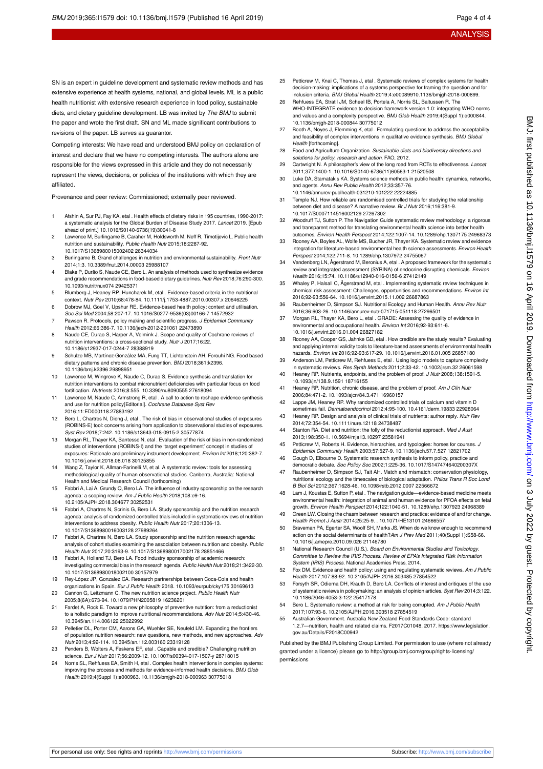SN is an expert in guideline development and systematic review methods and has extensive experience at health systems, national, and global levels. ML is a public health nutritionist with extensive research experience in food policy, sustainable diets, and dietary guideline development. LB was invited by *The BMJ* to submit the paper and wrote the first draft. SN and ML made significant contributions to revisions of the paper. LB serves as guarantor.

Competing interests: We have read and understood BMJ policy on declaration of interest and declare that we have no competing interests. The authors alone are responsible for the views expressed in this article and they do not necessarily represent the views, decisions, or policies of the institutions with which they are affiliated.

Provenance and peer review: Commissioned; externally peer reviewed.

1. Afshin A, Sur PJ, Fay KA, etal . Health effects of dietary risks in 195 countries, 1990-2017: a systematic analysis for the Global Burden of Disease Study 2017. *Lancet* 2019. [Epub ahead of print.] 10.1016/S0140-6736(19)30041-8
2. Lawrence M, Burlingame B, Caraher M, Holdsworth M, Neff R, Timotijevic L. Public health nutrition and sustainability. *Public Health Nutr* 2015;18:2287-92. 10.1017/S1368980015002402 26344034
3. Burlingame B. Grand challenges in nutrition and environmental sustainability. *Front Nutr* 2014;1:3. 10.3389/fnut.2014.00003 25988107
4. Blake P, Durão S, Naude CE, Bero L. An analysis of methods used to synthesize evidence and grade recommendations in food-based dietary guidelines. *Nutr Rev* 2018;76:290-300. 10.1093/nutrit/nux074 29425371
5. Blumberg J, Heaney RP, Huncharek M, etal . Evidence-based criteria in the nutritional context. *Nutr Rev* 2010;68:478-84. 10.1111/j.1753-4887.2010.00307.x 20646225
6. Dobrow MJ, Goel V, Upshur RE. Evidence-based health policy: context and utilisation. *Soc Sci Med* 2004;58:207-17. 10.1016/S0277-9536(03)00166-7 14572932
7. Pawson R. Protocols, policy making and scientific progress. *J Epidemiol Community Health* 2012;66:386-7. 10.1136/jech-2012-201061 22473890
8. Naude CE, Durao S, Harper A, Volmink J. Scope and quality of Cochrane reviews of nutrition interventions: a cross-sectional study. *Nutr J* 2017;16:22. 10.1186/s12937-017-0244-7 28388919
9. Schulze MB, Martínez-González MA, Fung TT, Lichtenstein AH, Forouhi NG. Food based dietary patterns and chronic disease prevention. *BMJ* 2018;361:k2396. 10.1136/bmj.k2396 29898951
10. Lawrence M, Wingrove K, Naude C, Durao S. Evidence synthesis and translation for nutrition interventions to combat micronutrient deficiencies with particular focus on food fortification. *Nutrients* 2016;8:555. 10.3390/nu8090555 27618094
11. Lawrence M, Naude C, Armstrong R, etal . A call to action to reshape evidence synthesis and use for nutrition policy[Editorial]. *Cochrane Database Syst Rev* 2016;11:ED000118.27883192
12. Bero L, Chartres N, Diong J, etal . The risk of bias in observational studies of exposures (ROBINS-E) tool: concerns arising from application to observational studies of exposures. *Syst Rev* 2018;7:242. 10.1186/s13643-018-0915-2 30577874
13. Morgan RL, Thayer KA, Santesso N, etal . Evaluation of the risk of bias in non-randomized studies of interventions (ROBINS-I) and the 'target experiment' concept in studies of exposures: Rationale and preliminary instrument development. *Environ Int* 2018;120:382-7. 10.1016/j.envint.2018.08.018 30125855
14. Wang Z, Taylor K, Allman-Farinelli M, et al. A systematic review: tools for assessing methodological quality of human observational studies. Canberra, Australia: National Health and Medical Research Council (forthcoming)
15. Fabbri A, Lai A, Grundy Q, Bero LA. The influence of industry sponsorship on the research agenda: a scoping review. *Am J Public Health* 2018;108:e9-16. 10.2105/AJPH.2018.304677 30252531
16. Fabbri A, Chartres N, Scrinis G, Bero LA. Study sponsorship and the nutrition research agenda: analysis of randomized controlled trials included in systematic reviews of nutrition interventions to address obesity. *Public Health Nutr* 2017;20:1306-13. 10.1017/S1368980016003128 27989264
17. Fabbri A, Chartres N, Bero LA. Study sponsorship and the nutrition research agenda: analysis of cohort studies examining the association between nutrition and obesity. *Public Health Nutr* 2017;20:3193-9. 10.1017/S1368980017002178 28851466
18. Fabbri A, Holland TJ, Bero LA. Food industry sponsorship of academic research: investigating commercial bias in the research agenda. *Public Health Nutr* 2018;21:3422-30. 10.1017/S1368980018002100 30157979
19. Rey-López JP, Gonzalez CA. Research partnerships between Coca-Cola and health organizations in Spain. *Eur J Public Health* 2018. 10.1093/eurpub/cky175 30169613
20. Cannon G, Leitzmann C. The new nutrition science project. *Public Health Nutr* 2005;8(6A):673-94. 10.1079/PHN2005819 16236201
21. Fardet A, Rock E. Toward a new philosophy of preventive nutrition: from a reductionist to a holistic paradigm to improve nutritional recommendations. *Adv Nutr* 2014;5:430-46. 10.3945/an.114.006122 25022992
22. Pelletier DL, Porter CM, Aarons GA, Wuehler SE, Neufeld LM. Expanding the frontiers of population nutrition research: new questions, new methods, and new approaches. *Adv Nutr* 2013;4:92-114. 10.3945/an.112.003160 23319128
23. Penders B, Wolters A, Feskens EF, etal . Capable and credible? Challenging nutrition science. *Eur J Nutr* 2017;56:2009-12. 10.1007/s00394-017-1507-y 28718015
24. Norris SL, Rehfuess EA, Smith H, etal . Complex health interventions in complex systems: improving the process and methods for evidence-informed health decisions. *BMJ Glob Health* 2019;4(Suppl 1):e000963. 10.1136/bmjgh-2018-000963 30775018
25. Petticrew M, Knai C, Thomas J, etal . Systematic reviews of complex systems for health decision-making: implications of a systems perspective for framing the question and for inclusion criteria. *BMJ Global Health* 2019;4:e000899.10.1136/bmjgh-2018-000899.
26. Rehfuess EA, Stratil JM, Scheel IB, Portela A, Norris SL, Baltussen R. The WHO-INTEGRATE evidence to decision framework version 1.0: integrating WHO norms and values and a complexity perspective. *BMJ Glob Health* 2019;4(Suppl 1):e000844. 10.1136/bmjgh-2018-000844 30775012
27. Booth A, Noyes J, Flemming K, etal . Formulating questions to address the acceptability and feasibility of complex interventions in qualitative evidence synthesis. *BMJ Global Health* [forthcoming].
28. Food and Agriculture Organization. *Sustainable diets and biodiversity directions and solutions for policy, research and action.* FAO, 2012.
29. Cartwright N. A philosopher's view of the long road from RCTs to effectiveness. *Lancet* 2011;377:1400-1. 10.1016/S0140-6736(11)60563-1 21520508
30. Luke DA, Stamatakis KA. Systems science methods in public health: dynamics, networks, and agents. *Annu Rev Public Health* 2012;33:357-76. 10.1146/annurev-publhealth-031210-101222 22224885
31. Temple NJ. How reliable are randomised controlled trials for studying the relationship between diet and disease? A narrative review. *Br J Nutr* 2016;116:381-9. 10.1017/S0007114516002129 27267302
32. Woodruff TJ, Sutton P. The Navigation Guide systematic review methodology: a rigorous and transparent method for translating environmental health science into better health outcomes. *Environ Health Perspect* 2014;122:1007-14. 10.1289/ehp.1307175 24968373
33. Rooney AA, Boyles AL, Wolfe MS, Bucher JR, Thayer KA. Systematic review and evidence integration for literature-based environmental health science assessments. *Environ Health Perspect* 2014;122:711-8. 10.1289/ehp.1307972 24755067
34. Vandenberg LN, Ågerstrand M, Beronius A, etal . A proposed framework for the systematic review and integrated assessment (SYRINA) of endocrine disrupting chemicals. *Environ Health* 2016;15:74. 10.1186/s12940-016-0156-6 27412149
35. Whaley P, Halsall C, Ågerstrand M, etal . Implementing systematic review techniques in chemical risk assessment: Challenges, opportunities and recommendations. *Environ Int* 2016;92-93:556-64. 10.1016/j.envint.2015.11.002 26687863
36. Raubenheimer D, Simpson SJ. Nutritional Ecology and Human Health. *Annu Rev Nutr* 2016;36:603-26. 10.1146/annurev-nutr-071715-051118 27296501
37. Morgan RL, Thayer KA, Bero L, etal . GRADE: Assessing the quality of evidence in environmental and occupational health. *Environ Int* 2016;92-93:611-6. 10.1016/j.envint.2016.01.004 26827182
38. Rooney AA, Cooper GS, Jahnke GD, etal . How credible are the study results? Evaluating and applying internal validity tools to literature-based assessments of environmental health hazards. *Environ Int* 2016;92-93:617-29. 10.1016/j.envint.2016.01.005 26857180
39. Anderson LM, Petticrew M, Rehfuess E, etal . Using logic models to capture complexity in systematic reviews. *Res Synth Methods* 2011;2:33-42. 10.1002/jrsm.32 26061598
40. Heaney RP. Nutrients, endpoints, and the problem of proof. *J Nutr* 2008;138:1591-5. 10.1093/jn/138.9.1591 18716155
41. Heaney RP. Nutrition, chronic disease, and the problem of proof. *Am J Clin Nutr* 2006;84:471-2. 10.1093/ajcn/84.3.471 16960157
42. Lappe JM, Heaney RP. Why randomized controlled trials of calcium and vitamin D sometimes fail. *Dermatoendocrinol* 2012;4:95-100. 10.4161/derm.19833 22928064
43. Heaney RP. Design and analysis of clinical trials of nutrients: author reply. *Nutr Rev* 2014;72:354-54. 10.1111/nure.12118 24738487
44. Stanton RA. Diet and nutrition: the folly of the reductionist approach. *Med J Aust* 2013;198:350-1. 10.5694/mja13.10297 23581941
45. Petticrew M, Roberts H. Evidence, hierarchies, and typologies: horses for courses. *J Epidemiol Community Health* 2003;57:527-9. 10.1136/jech.57.7.527 12821702
46. Gough D, Elbourne D. Systematic research synthesis to inform policy, practice and democratic debate. *Soc Policy Soc* 2002;1:225-36. 10.1017/S147474640200307X
47. Raubenheimer D, Simpson SJ, Tait AH. Match and mismatch: conservation physiology, nutritional ecology and the timescales of biological adaptation. *Philos Trans R Soc Lond B Biol Sci* 2012;367:1628-46. 10.1098/rstb.2012.0007 22566672
48. Lam J, Koustas E, Sutton P, etal . The navigation guide—evidence-based medicine meets environmental health: integration of animal and human evidence for PFOA effects on fetal growth. *Environ Health Perspect* 2014;122:1040-51. 10.1289/ehp.1307923 24968389
49. Green LW. Closing the chasm between research and practice: evidence of and for change. *Health Promot J Austr* 2014;25:25-9. . 10.1071/HE13101 24666557
50. Braveman PA, Egerter SA, Woolf SH, Marks JS. When do we know enough to recommend action on the social determinants of health?*Am J Prev Med* 2011;40(Suppl 1):S58-66. 10.1016/j.amepre.2010.09.026 21146780
51. National Research Council (U.S.). *Board on Environmental Studies and Toxicology. Committee to Review the IRIS Process. Review of EPA's Integrated Risk Information System (IRIS) Process.* National Academies Press, 2014.
52. Fox DM. Evidence and health policy: using and regulating systematic reviews. *Am J Public Health* 2017;107:88-92. 10.2105/AJPH.2016.303485 27854522
53. Forsyth SR, Odierna DH, Krauth D, Bero LA. Conflicts of interest and critiques of the use of systematic reviews in policymaking: an analysis of opinion articles. *Syst Rev* 2014;3:122. 10.1186/2046-4053-3-122 25417178
54. Bero L. Systematic review: a method at risk for being corrupted. *Am J Public Health* 2017;107:93-6. 10.2105/AJPH.2016.303518 27854519
55. Australian Government. Australia New Zealand Food Standards Code: standard 1.2.7—nutrition, health and related claims. F2017C01048. 2017. https://www.legislation.gov.au/Details/F2018C00942

Published by the BMJ Publishing Group Limited. For permission to use (where not already granted under a licence) please go to http://group.bmj.com/group/rights-licensing/permissions